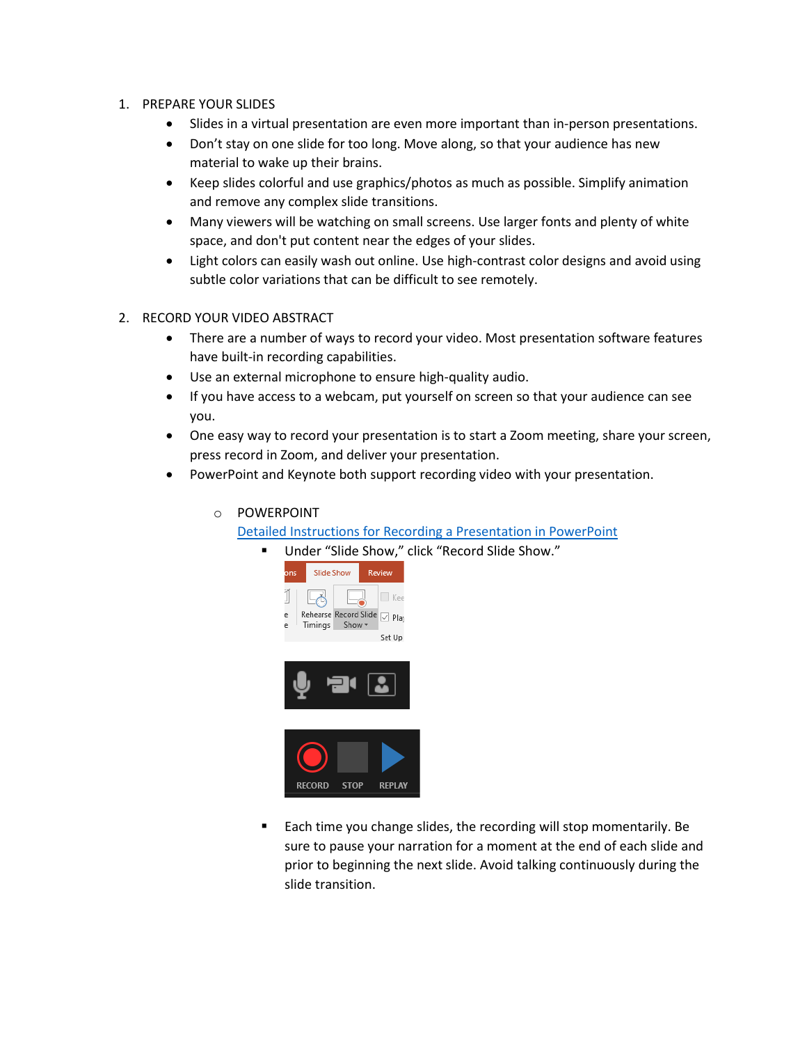1. PREPARE YOUR SLIDES
    - Slides in a virtual presentation are even more important than in-person presentations.
    - Don't stay on one slide for too long. Move along, so that your audience has new material to wake up their brains.
    - Keep slides colorful and use graphics/photos as much as possible. Simplify animation and remove any complex slide transitions.
    - Many viewers will be watching on small screens. Use larger fonts and plenty of white space, and don't put content near the edges of your slides.
    - Light colors can easily wash out online. Use high-contrast color designs and avoid using subtle color variations that can be difficult to see remotely.

2. RECORD YOUR VIDEO ABSTRACT
    - There are a number of ways to record your video. Most presentation software features have built-in recording capabilities.
    - Use an external microphone to ensure high-quality audio.
    - If you have access to a webcam, put yourself on screen so that your audience can see you.
    - One easy way to record your presentation is to start a Zoom meeting, share your screen, press record in Zoom, and deliver your presentation.
    - PowerPoint and Keynote both support recording video with your presentation.

        - POWERPOINT
          [Detailed Instructions for Recording a Presentation in PowerPoint]()
            - Under "Slide Show," click "Record Slide Show."
            - Each time you change slides, the recording will stop momentarily. Be sure to pause your narration for a moment at the end of each slide and prior to beginning the next slide. Avoid talking continuously during the slide transition.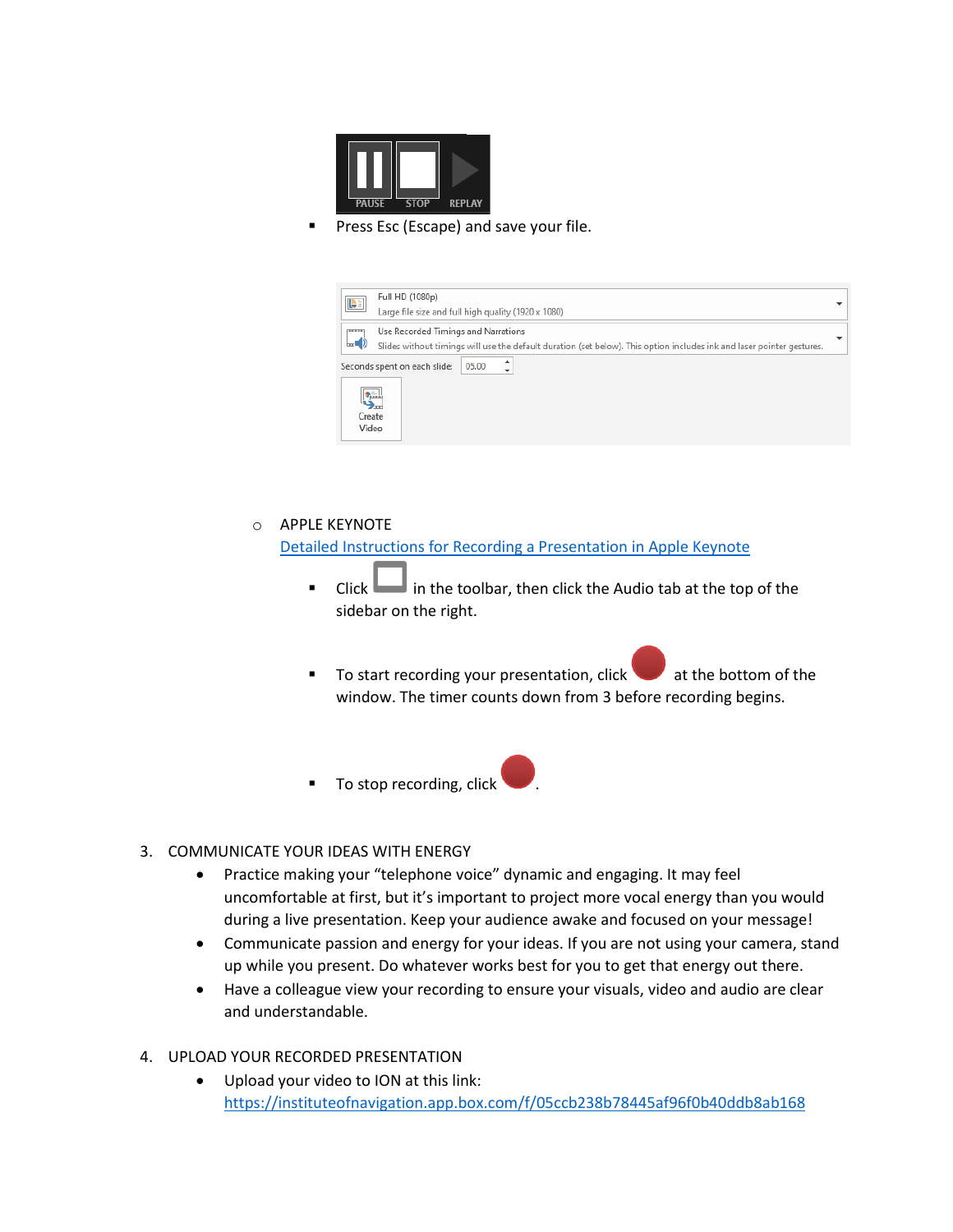- Press Esc (Escape) and save your file.

- APPLE KEYNOTE
  [Detailed Instructions for Recording a Presentation in Apple Keynote]
  - Click in the toolbar, then click the Audio tab at the top of the sidebar on the right.
  - To start recording your presentation, click at the bottom of the window. The timer counts down from 3 before recording begins.
  - To stop recording, click .

3. COMMUNICATE YOUR IDEAS WITH ENERGY
   - Practice making your "telephone voice" dynamic and engaging. It may feel uncomfortable at first, but it's important to project more vocal energy than you would during a live presentation. Keep your audience awake and focused on your message!
   - Communicate passion and energy for your ideas. If you are not using your camera, stand up while you present. Do whatever works best for you to get that energy out there.
   - Have a colleague view your recording to ensure your visuals, video and audio are clear and understandable.

4. UPLOAD YOUR RECORDED PRESENTATION
   - Upload your video to ION at this link: https://instituteofnavigation.app.box.com/f/05ccb238b78445af96f0b40ddb8ab168